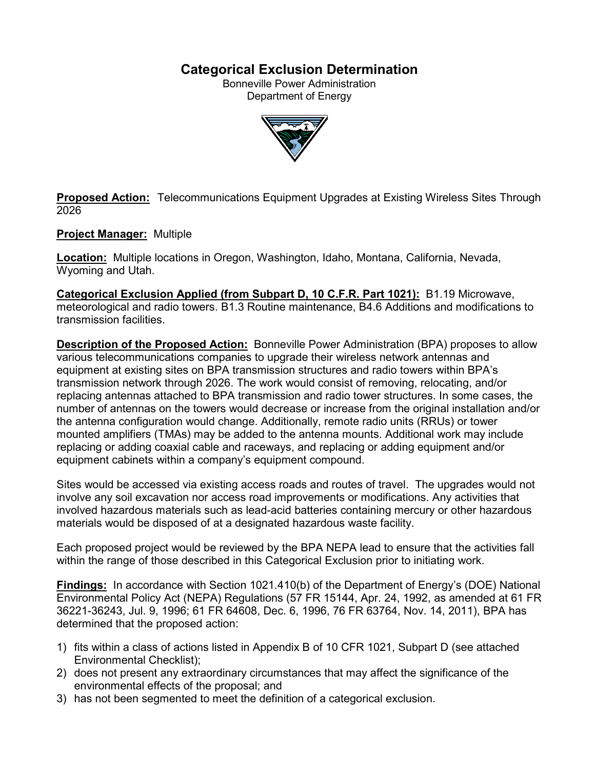# Categorical Exclusion Determination

Bonneville Power Administration
Department of Energy

**Proposed Action:** Telecommunications Equipment Upgrades at Existing Wireless Sites Through 2026

**Project Manager:** Multiple

**Location:** Multiple locations in Oregon, Washington, Idaho, Montana, California, Nevada, Wyoming and Utah.

**Categorical Exclusion Applied (from Subpart D, 10 C.F.R. Part 1021):** B1.19 Microwave, meteorological and radio towers. B1.3 Routine maintenance, B4.6 Additions and modifications to transmission facilities.

**Description of the Proposed Action:** Bonneville Power Administration (BPA) proposes to allow various telecommunications companies to upgrade their wireless network antennas and equipment at existing sites on BPA transmission structures and radio towers within BPA's transmission network through 2026. The work would consist of removing, relocating, and/or replacing antennas attached to BPA transmission and radio tower structures. In some cases, the number of antennas on the towers would decrease or increase from the original installation and/or the antenna configuration would change. Additionally, remote radio units (RRUs) or tower mounted amplifiers (TMAs) may be added to the antenna mounts. Additional work may include replacing or adding coaxial cable and raceways, and replacing or adding equipment and/or equipment cabinets within a company's equipment compound.

Sites would be accessed via existing access roads and routes of travel. The upgrades would not involve any soil excavation nor access road improvements or modifications. Any activities that involved hazardous materials such as lead-acid batteries containing mercury or other hazardous materials would be disposed of at a designated hazardous waste facility.

Each proposed project would be reviewed by the BPA NEPA lead to ensure that the activities fall within the range of those described in this Categorical Exclusion prior to initiating work.

**Findings:** In accordance with Section 1021.410(b) of the Department of Energy's (DOE) National Environmental Policy Act (NEPA) Regulations (57 FR 15144, Apr. 24, 1992, as amended at 61 FR 36221-36243, Jul. 9, 1996; 61 FR 64608, Dec. 6, 1996, 76 FR 63764, Nov. 14, 2011), BPA has determined that the proposed action:

1) fits within a class of actions listed in Appendix B of 10 CFR 1021, Subpart D (see attached Environmental Checklist);
2) does not present any extraordinary circumstances that may affect the significance of the environmental effects of the proposal; and
3) has not been segmented to meet the definition of a categorical exclusion.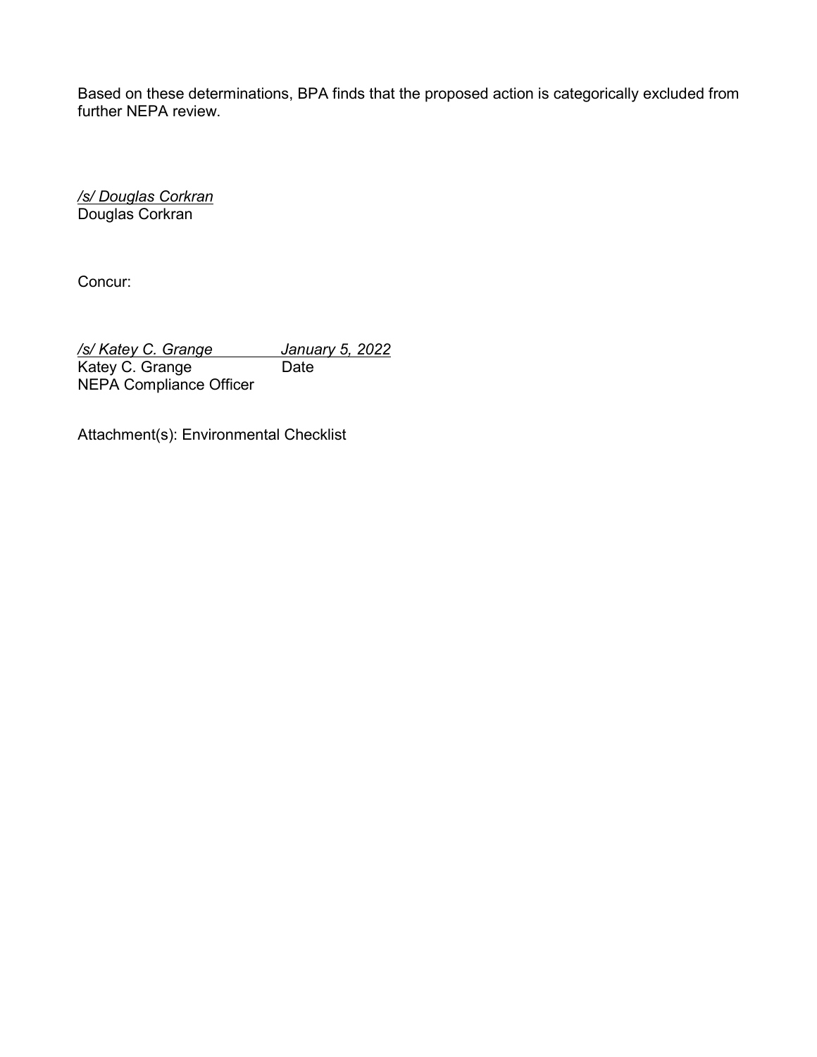Based on these determinations, BPA finds that the proposed action is categorically excluded from further NEPA review.

*/s/ Douglas Corkran*
Douglas Corkran

Concur:

*/s/ Katey C. Grange* *January 5, 2022*
Katey C. Grange Date
NEPA Compliance Officer

Attachment(s): Environmental Checklist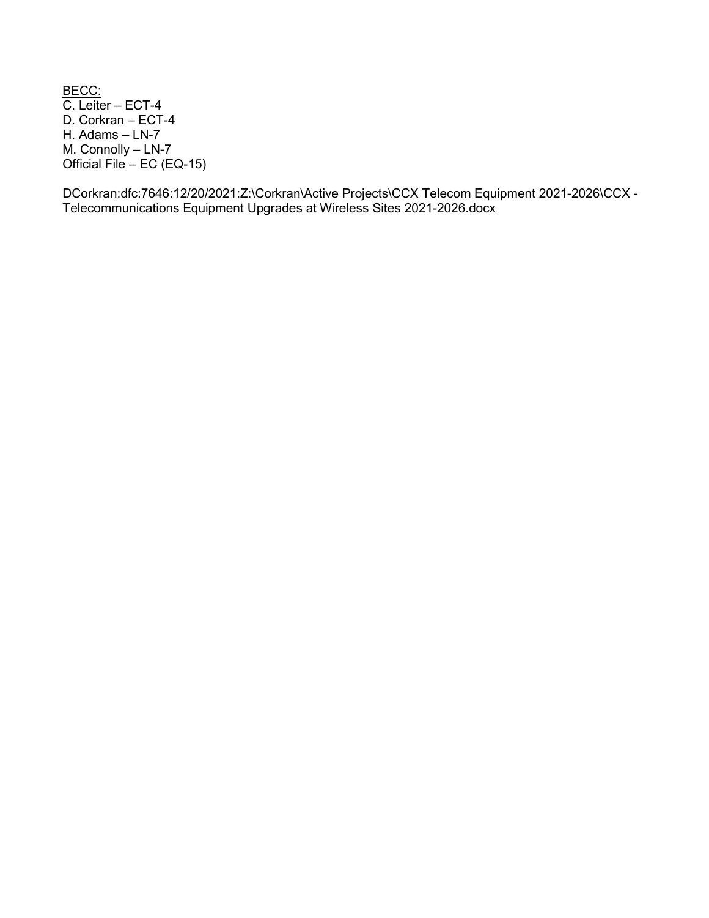<u>BECC:</u>  
C. Leiter – ECT-4  
D. Corkran – ECT-4  
H. Adams – LN-7  
M. Connolly – LN-7  
Official File – EC (EQ-15)

DCorkran:dfc:7646:12/20/2021:Z:\Corkran\Active Projects\CCX Telecom Equipment 2021-2026\CCX - Telecommunications Equipment Upgrades at Wireless Sites 2021-2026.docx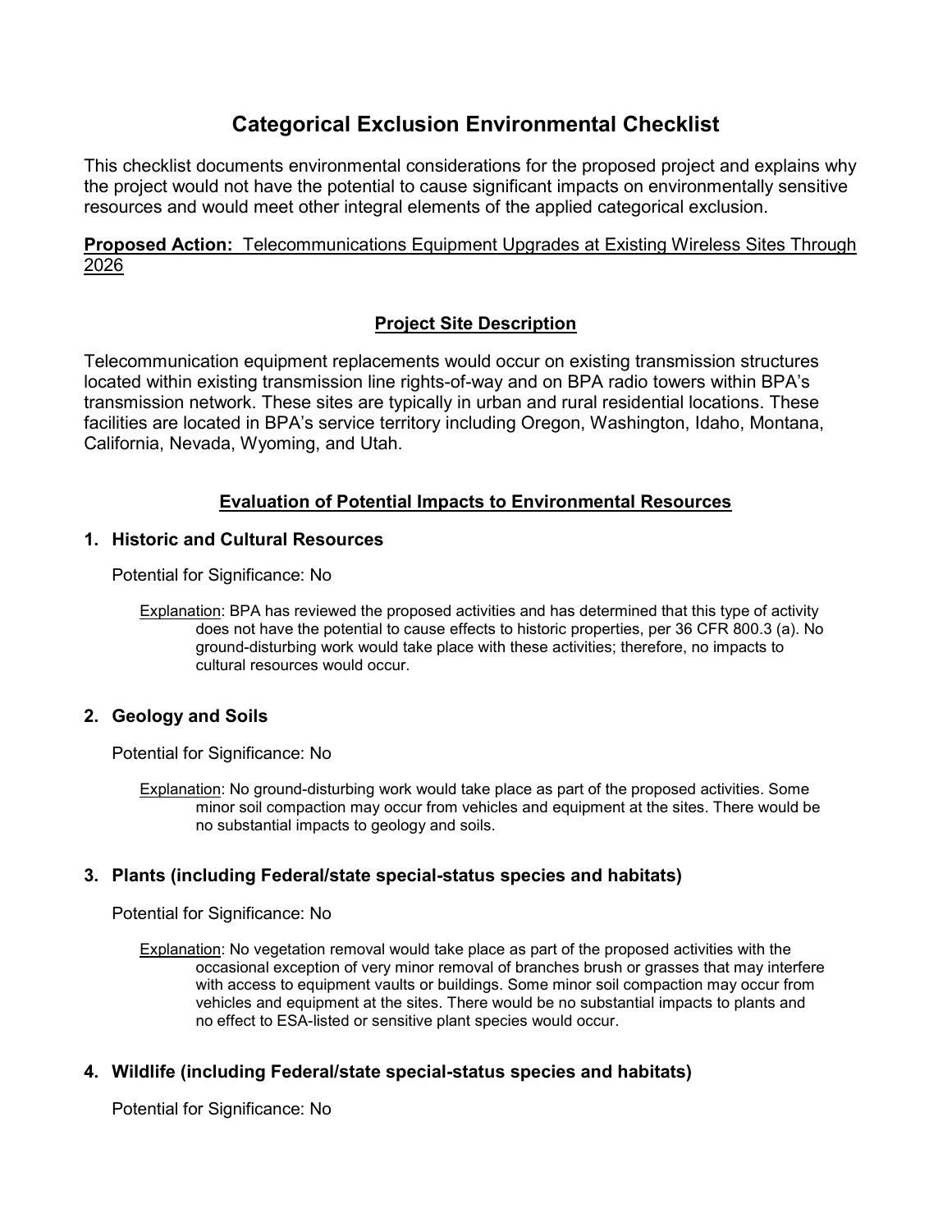# Categorical Exclusion Environmental Checklist

This checklist documents environmental considerations for the proposed project and explains why the project would not have the potential to cause significant impacts on environmentally sensitive resources and would meet other integral elements of the applied categorical exclusion.

**Proposed Action:** Telecommunications Equipment Upgrades at Existing Wireless Sites Through 2026

## Project Site Description

Telecommunication equipment replacements would occur on existing transmission structures located within existing transmission line rights-of-way and on BPA radio towers within BPA's transmission network. These sites are typically in urban and rural residential locations. These facilities are located in BPA's service territory including Oregon, Washington, Idaho, Montana, California, Nevada, Wyoming, and Utah.

## Evaluation of Potential Impacts to Environmental Resources

### 1. Historic and Cultural Resources

Potential for Significance: No

Explanation: BPA has reviewed the proposed activities and has determined that this type of activity does not have the potential to cause effects to historic properties, per 36 CFR 800.3 (a). No ground-disturbing work would take place with these activities; therefore, no impacts to cultural resources would occur.

### 2. Geology and Soils

Potential for Significance: No

Explanation: No ground-disturbing work would take place as part of the proposed activities. Some minor soil compaction may occur from vehicles and equipment at the sites. There would be no substantial impacts to geology and soils.

### 3. Plants (including Federal/state special-status species and habitats)

Potential for Significance: No

Explanation: No vegetation removal would take place as part of the proposed activities with the occasional exception of very minor removal of branches brush or grasses that may interfere with access to equipment vaults or buildings. Some minor soil compaction may occur from vehicles and equipment at the sites. There would be no substantial impacts to plants and no effect to ESA-listed or sensitive plant species would occur.

### 4. Wildlife (including Federal/state special-status species and habitats)

Potential for Significance: No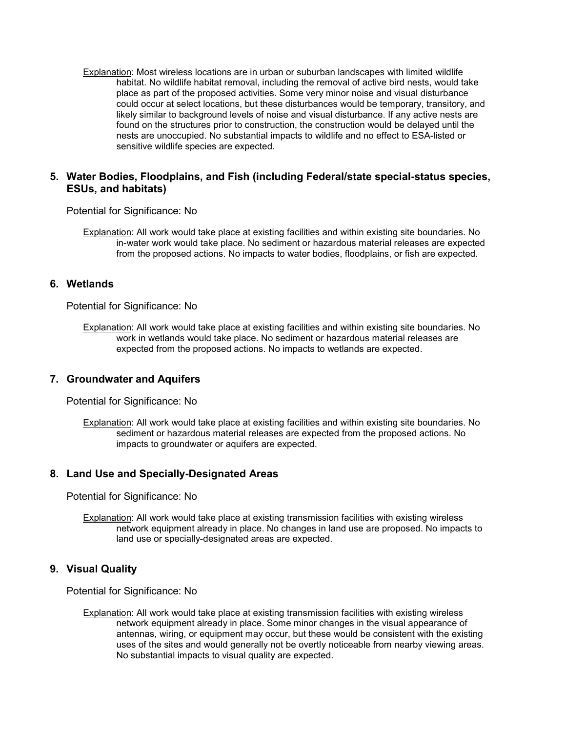Explanation: Most wireless locations are in urban or suburban landscapes with limited wildlife habitat. No wildlife habitat removal, including the removal of active bird nests, would take place as part of the proposed activities. Some very minor noise and visual disturbance could occur at select locations, but these disturbances would be temporary, transitory, and likely similar to background levels of noise and visual disturbance. If any active nests are found on the structures prior to construction, the construction would be delayed until the nests are unoccupied. No substantial impacts to wildlife and no effect to ESA-listed or sensitive wildlife species are expected.

## 5. Water Bodies, Floodplains, and Fish (including Federal/state special-status species, ESUs, and habitats)

Potential for Significance: No

Explanation: All work would take place at existing facilities and within existing site boundaries. No in-water work would take place. No sediment or hazardous material releases are expected from the proposed actions. No impacts to water bodies, floodplains, or fish are expected.

## 6. Wetlands

Potential for Significance: No

Explanation: All work would take place at existing facilities and within existing site boundaries. No work in wetlands would take place. No sediment or hazardous material releases are expected from the proposed actions. No impacts to wetlands are expected.

## 7. Groundwater and Aquifers

Potential for Significance: No

Explanation: All work would take place at existing facilities and within existing site boundaries. No sediment or hazardous material releases are expected from the proposed actions. No impacts to groundwater or aquifers are expected.

## 8. Land Use and Specially-Designated Areas

Potential for Significance: No

Explanation: All work would take place at existing transmission facilities with existing wireless network equipment already in place. No changes in land use are proposed. No impacts to land use or specially-designated areas are expected.

## 9. Visual Quality

Potential for Significance: No

Explanation: All work would take place at existing transmission facilities with existing wireless network equipment already in place. Some minor changes in the visual appearance of antennas, wiring, or equipment may occur, but these would be consistent with the existing uses of the sites and would generally not be overtly noticeable from nearby viewing areas. No substantial impacts to visual quality are expected.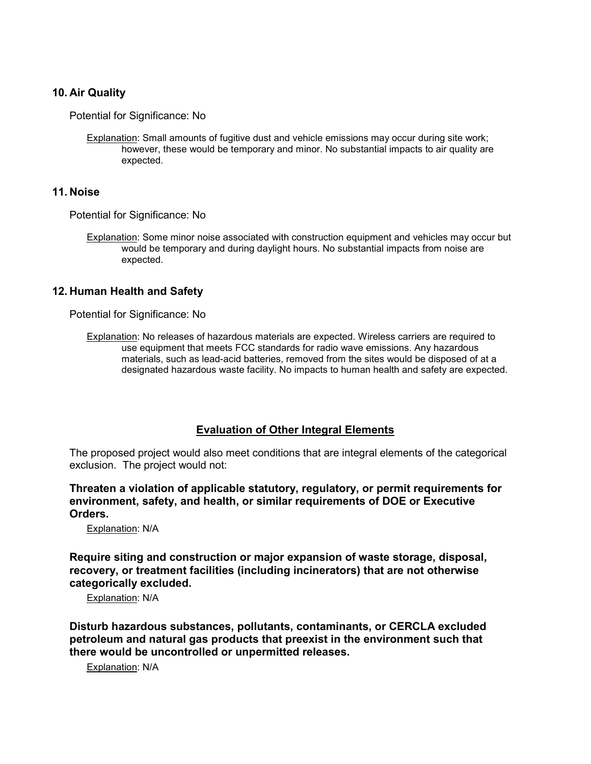## 10. Air Quality

Potential for Significance: No

Explanation: Small amounts of fugitive dust and vehicle emissions may occur during site work; however, these would be temporary and minor. No substantial impacts to air quality are expected.

## 11. Noise

Potential for Significance: No

Explanation: Some minor noise associated with construction equipment and vehicles may occur but would be temporary and during daylight hours. No substantial impacts from noise are expected.

## 12. Human Health and Safety

Potential for Significance: No

Explanation: No releases of hazardous materials are expected. Wireless carriers are required to use equipment that meets FCC standards for radio wave emissions. Any hazardous materials, such as lead-acid batteries, removed from the sites would be disposed of at a designated hazardous waste facility. No impacts to human health and safety are expected.

## Evaluation of Other Integral Elements

The proposed project would also meet conditions that are integral elements of the categorical exclusion. The project would not:

**Threaten a violation of applicable statutory, regulatory, or permit requirements for environment, safety, and health, or similar requirements of DOE or Executive Orders.**

Explanation: N/A

**Require siting and construction or major expansion of waste storage, disposal, recovery, or treatment facilities (including incinerators) that are not otherwise categorically excluded.**

Explanation: N/A

**Disturb hazardous substances, pollutants, contaminants, or CERCLA excluded petroleum and natural gas products that preexist in the environment such that there would be uncontrolled or unpermitted releases.**

Explanation: N/A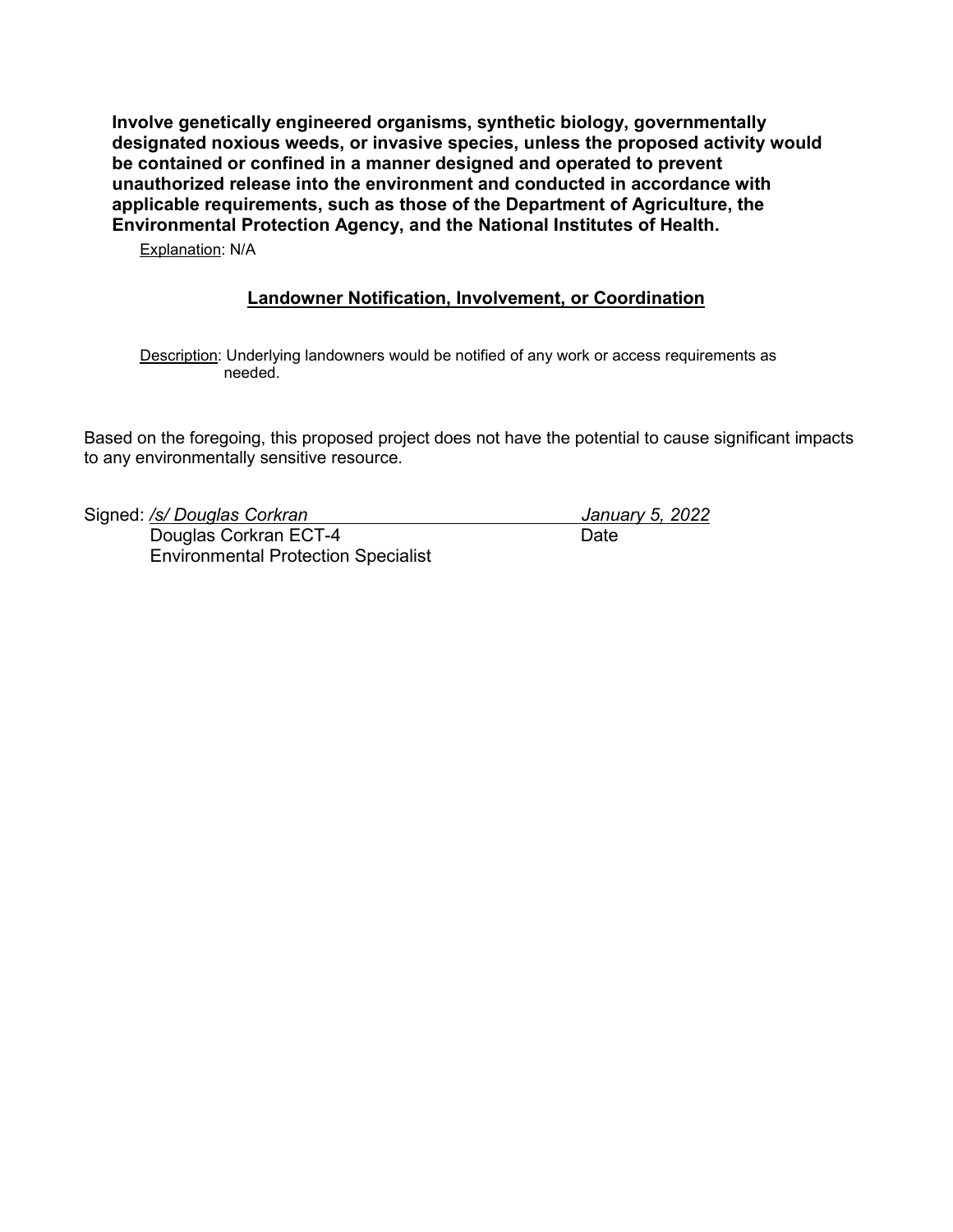**Involve genetically engineered organisms, synthetic biology, governmentally designated noxious weeds, or invasive species, unless the proposed activity would be contained or confined in a manner designed and operated to prevent unauthorized release into the environment and conducted in accordance with applicable requirements, such as those of the Department of Agriculture, the Environmental Protection Agency, and the National Institutes of Health.**

Explanation: N/A

## Landowner Notification, Involvement, or Coordination

Description: Underlying landowners would be notified of any work or access requirements as needed.

Based on the foregoing, this proposed project does not have the potential to cause significant impacts to any environmentally sensitive resource.

Signed: */s/ Douglas Corkran* *January 5, 2022*
Douglas Corkran ECT-4 Date
Environmental Protection Specialist